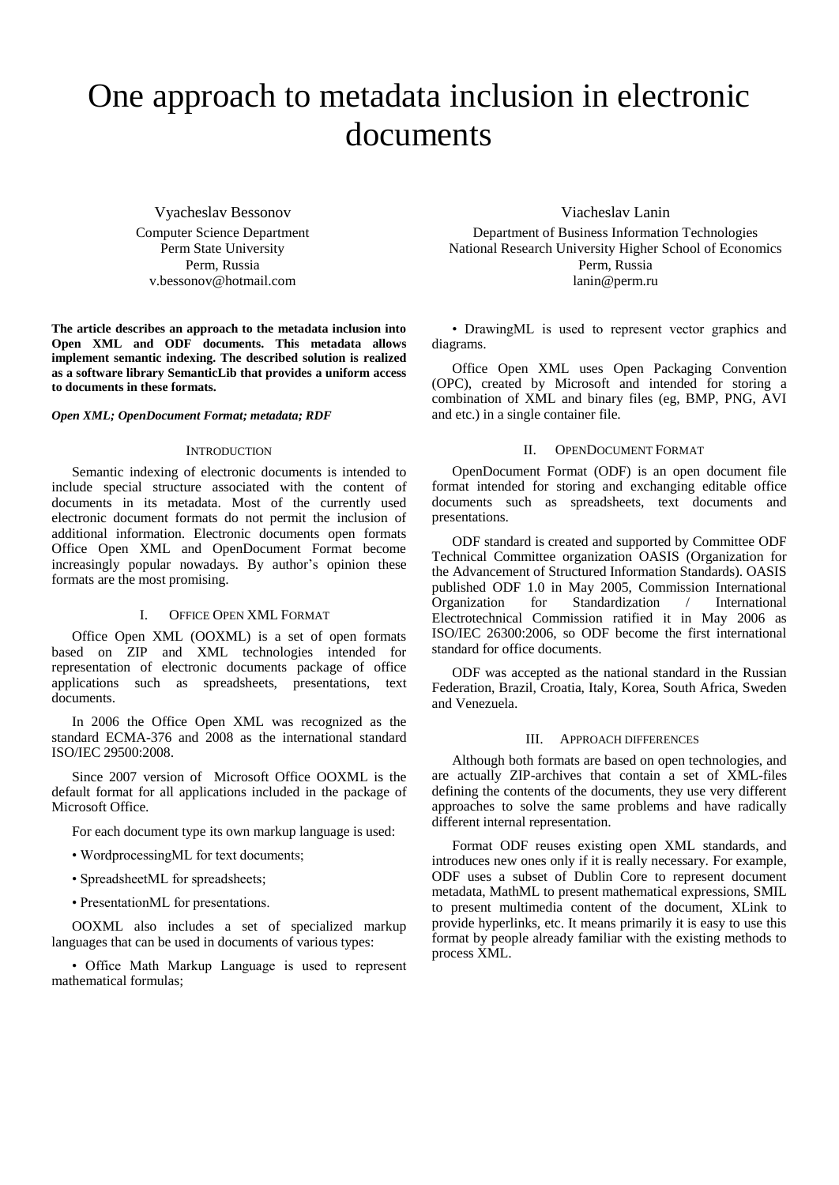# One approach to metadata inclusion in electronic documents

Vyacheslav Bessonov
Computer Science Department
Perm State University
Perm, Russia
v.bessonov@hotmail.com

Viacheslav Lanin
Department of Business Information Technologies
National Research University Higher School of Economics
Perm, Russia
lanin@perm.ru

**The article describes an approach to the metadata inclusion into Open XML and ODF documents. This metadata allows implement semantic indexing. The described solution is realized as a software library SemanticLib that provides a uniform access to documents in these formats.**

***Open XML; OpenDocument Format; metadata; RDF***

## INTRODUCTION

Semantic indexing of electronic documents is intended to include special structure associated with the content of documents in its metadata. Most of the currently used electronic document formats do not permit the inclusion of additional information. Electronic documents open formats Office Open XML and OpenDocument Format become increasingly popular nowadays. By author's opinion these formats are the most promising.

## I. OFFICE OPEN XML FORMAT

Office Open XML (OOXML) is a set of open formats based on ZIP and XML technologies intended for representation of electronic documents package of office applications such as spreadsheets, presentations, text documents.

In 2006 the Office Open XML was recognized as the standard ECMA-376 and 2008 as the international standard ISO/IEC 29500:2008.

Since 2007 version of Microsoft Office OOXML is the default format for all applications included in the package of Microsoft Office.

For each document type its own markup language is used:

• WordprocessingML for text documents;

• SpreadsheetML for spreadsheets;

• PresentationML for presentations.

OOXML also includes a set of specialized markup languages that can be used in documents of various types:

• Office Math Markup Language is used to represent mathematical formulas;

• DrawingML is used to represent vector graphics and diagrams.

Office Open XML uses Open Packaging Convention (OPC), created by Microsoft and intended for storing a combination of XML and binary files (eg, BMP, PNG, AVI and etc.) in a single container file.

## II. OPENDOCUMENT FORMAT

OpenDocument Format (ODF) is an open document file format intended for storing and exchanging editable office documents such as spreadsheets, text documents and presentations.

ODF standard is created and supported by Committee ODF Technical Committee organization OASIS (Organization for the Advancement of Structured Information Standards). OASIS published ODF 1.0 in May 2005, Commission International Organization for Standardization / International Electrotechnical Commission ratified it in May 2006 as ISO/IEC 26300:2006, so ODF become the first international standard for office documents.

ODF was accepted as the national standard in the Russian Federation, Brazil, Croatia, Italy, Korea, South Africa, Sweden and Venezuela.

## III. APPROACH DIFFERENCES

Although both formats are based on open technologies, and are actually ZIP-archives that contain a set of XML-files defining the contents of the documents, they use very different approaches to solve the same problems and have radically different internal representation.

Format ODF reuses existing open XML standards, and introduces new ones only if it is really necessary. For example, ODF uses a subset of Dublin Core to represent document metadata, MathML to present mathematical expressions, SMIL to present multimedia content of the document, XLink to provide hyperlinks, etc. It means primarily it is easy to use this format by people already familiar with the existing methods to process XML.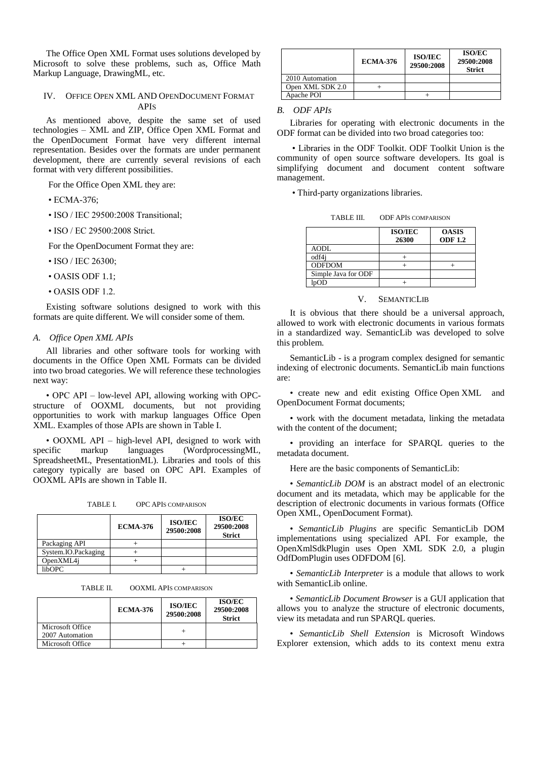The Office Open XML Format uses solutions developed by Microsoft to solve these problems, such as, Office Math Markup Language, DrawingML, etc.

## IV. Office Open XML and OpenDocument Format APIs

As mentioned above, despite the same set of used technologies – XML and ZIP, Office Open XML Format and the OpenDocument Format have very different internal representation. Besides over the formats are under permanent development, there are currently several revisions of each format with very different possibilities.

For the Office Open XML they are:

- ECMA-376;
- ISO / IEC 29500:2008 Transitional;
- ISO / EC 29500:2008 Strict.

For the OpenDocument Format they are:

- ISO / IEC 26300;
- OASIS ODF 1.1;
- OASIS ODF 1.2.

Existing software solutions designed to work with this formats are quite different. We will consider some of them.

### A. Office Open XML APIs

All libraries and other software tools for working with documents in the Office Open XML Formats can be divided into two broad categories. We will reference these technologies next way:

- OPC API – low-level API, allowing working with OPC-structure of OOXML documents, but not providing opportunities to work with markup languages Office Open XML. Examples of those APIs are shown in Table I.
- OOXML API – high-level API, designed to work with specific markup languages (WordprocessingML, SpreadsheetML, PresentationML). Libraries and tools of this category typically are based on OPC API. Examples of OOXML APIs are shown in Table II.

TABLE I. OPC APIs comparison

| | ECMA-376 | ISO/IEC 29500:2008 | ISO/EC 29500:2008 Strict |
|---|---|---|---|
| Packaging API | + | | |
| System.IO.Packaging | + | | |
| OpenXML4j | + | | |
| libOPC | | + | |

TABLE II. OOXML APIs comparison

| | ECMA-376 | ISO/IEC 29500:2008 | ISO/EC 29500:2008 Strict |
|---|---|---|---|
| Microsoft Office 2007 Automation | | + | |
| Microsoft Office 2010 Automation | | + | |
| Open XML SDK 2.0 | + | | |
| Apache POI | | + | |

### B. ODF APIs

Libraries for operating with electronic documents in the ODF format can be divided into two broad categories too:

- Libraries in the ODF Toolkit. ODF Toolkit Union is the community of open source software developers. Its goal is simplifying document and document content software management.
- Third-party organizations libraries.

TABLE III. ODF APIs comparison

| | ISO/IEC 26300 | OASIS ODF 1.2 |
|---|---|---|
| AODL | | |
| odf4j | + | |
| ODFDOM | + | + |
| Simple Java for ODF | | |
| lpOD | + | |

## V. SemanticLib

It is obvious that there should be a universal approach, allowed to work with electronic documents in various formats in a standardized way. SemanticLib was developed to solve this problem.

SemanticLib - is a program complex designed for semantic indexing of electronic documents. SemanticLib main functions are:

- create new and edit existing Office Open XML and OpenDocument Format documents;
- work with the document metadata, linking the metadata with the content of the document;
- providing an interface for SPARQL queries to the metadata document.

Here are the basic components of SemanticLib:

- *SemanticLib DOM* is an abstract model of an electronic document and its metadata, which may be applicable for the description of electronic documents in various formats (Office Open XML, OpenDocument Format).
- *SemanticLib Plugins* are specific SemanticLib DOM implementations using specialized API. For example, the OpenXmlSdkPlugin uses Open XML SDK 2.0, a plugin OdfDomPlugin uses ODFDOM [6].
- *SemanticLib Interpreter* is a module that allows to work with SemanticLib online.
- *SemanticLib Document Browser* is a GUI application that allows you to analyze the structure of electronic documents, view its metadata and run SPARQL queries.
- *SemanticLib Shell Extension* is Microsoft Windows Explorer extension, which adds to its context menu extra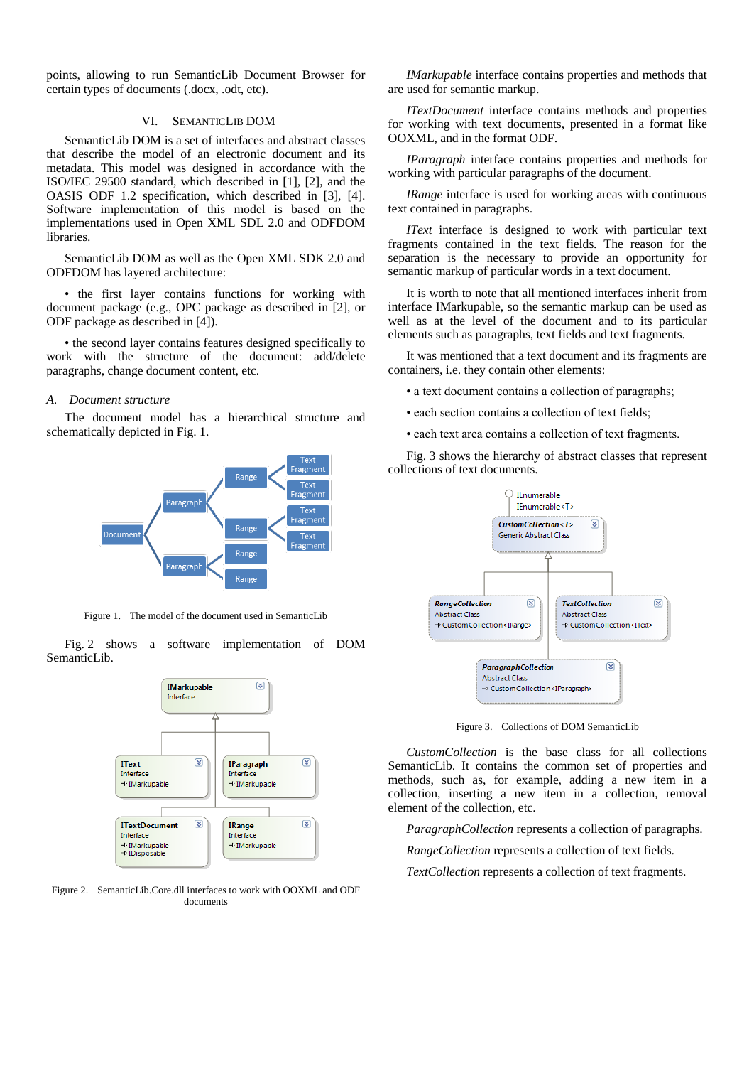points, allowing to run SemanticLib Document Browser for certain types of documents (.docx, .odt, etc).

## VI. SemanticLib DOM

SemanticLib DOM is a set of interfaces and abstract classes that describe the model of an electronic document and its metadata. This model was designed in accordance with the ISO/IEC 29500 standard, which described in [1], [2], and the OASIS ODF 1.2 specification, which described in [3], [4]. Software implementation of this model is based on the implementations used in Open XML SDL 2.0 and ODFDOM libraries.

SemanticLib DOM as well as the Open XML SDK 2.0 and ODFDOM has layered architecture:

• the first layer contains functions for working with document package (e.g., OPC package as described in [2], or ODF package as described in [4]).

• the second layer contains features designed specifically to work with the structure of the document: add/delete paragraphs, change document content, etc.

### A. Document structure

The document model has a hierarchical structure and schematically depicted in Fig. 1.

Figure 1. The model of the document used in SemanticLib

Fig. 2 shows a software implementation of DOM SemanticLib.

Figure 2. SemanticLib.Core.dll interfaces to work with OOXML and ODF documents

*IMarkupable* interface contains properties and methods that are used for semantic markup.

*ITextDocument* interface contains methods and properties for working with text documents, presented in a format like OOXML, and in the format ODF.

*IParagraph* interface contains properties and methods for working with particular paragraphs of the document.

*IRange* interface is used for working areas with continuous text contained in paragraphs.

*IText* interface is designed to work with particular text fragments contained in the text fields. The reason for the separation is the necessary to provide an opportunity for semantic markup of particular words in a text document.

It is worth to note that all mentioned interfaces inherit from interface IMarkupable, so the semantic markup can be used as well as at the level of the document and to its particular elements such as paragraphs, text fields and text fragments.

It was mentioned that a text document and its fragments are containers, i.e. they contain other elements:

• a text document contains a collection of paragraphs;

• each section contains a collection of text fields;

• each text area contains a collection of text fragments.

Fig. 3 shows the hierarchy of abstract classes that represent collections of text documents.

Figure 3. Collections of DOM SemanticLib

*CustomCollection* is the base class for all collections SemanticLib. It contains the common set of properties and methods, such as, for example, adding a new item in a collection, inserting a new item in a collection, removal element of the collection, etc.

*ParagraphCollection* represents a collection of paragraphs.

*RangeCollection* represents a collection of text fields.

*TextCollection* represents a collection of text fragments.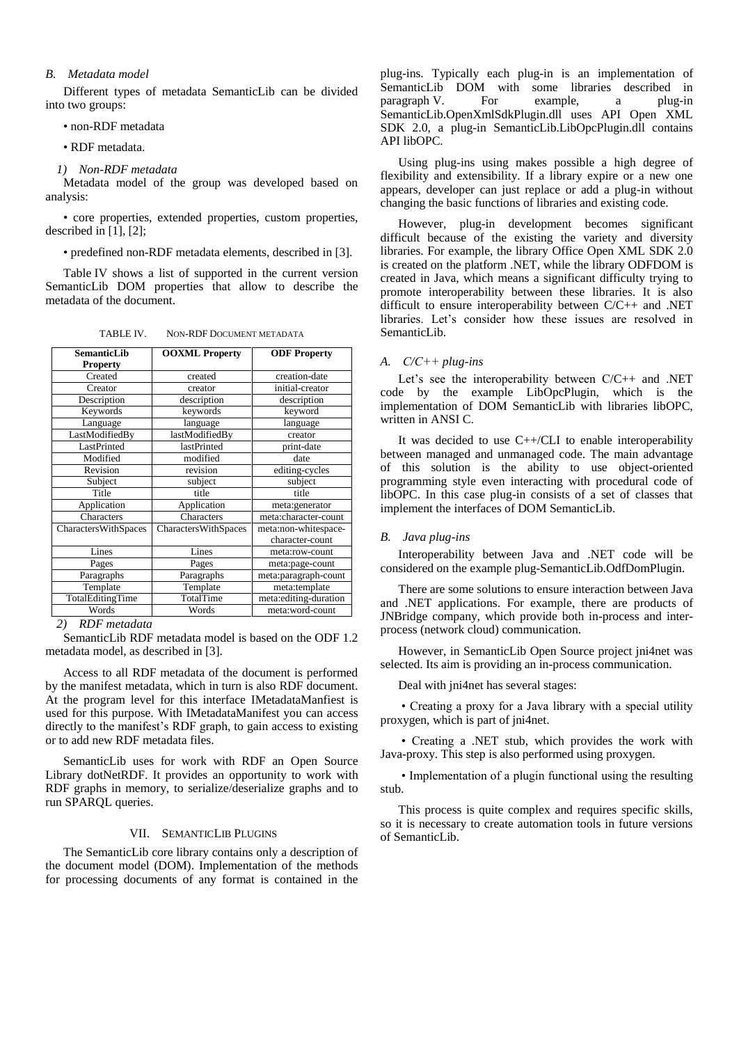### B. Metadata model

Different types of metadata SemanticLib can be divided into two groups:

- non-RDF metadata
- RDF metadata.

#### 1) Non-RDF metadata

Metadata model of the group was developed based on analysis:

- core properties, extended properties, custom properties, described in [1], [2];
- predefined non-RDF metadata elements, described in [3].

Table IV shows a list of supported in the current version SemanticLib DOM properties that allow to describe the metadata of the document.

TABLE IV. NON-RDF DOCUMENT METADATA

| SemanticLib Property | OOXML Property | ODF Property |
|---|---|---|
| Created | created | creation-date |
| Creator | creator | initial-creator |
| Description | description | description |
| Keywords | keywords | keyword |
| Language | language | language |
| LastModifiedBy | lastModifiedBy | creator |
| LastPrinted | lastPrinted | print-date |
| Modified | modified | date |
| Revision | revision | editing-cycles |
| Subject | subject | subject |
| Title | title | title |
| Application | Application | meta:generator |
| Characters | Characters | meta:character-count |
| CharactersWithSpaces | CharactersWithSpaces | meta:non-whitespace-character-count |
| Lines | Lines | meta:row-count |
| Pages | Pages | meta:page-count |
| Paragraphs | Paragraphs | meta:paragraph-count |
| Template | Template | meta:template |
| TotalEditingTime | TotalTime | meta:editing-duration |
| Words | Words | meta:word-count |

#### 2) RDF metadata

SemanticLib RDF metadata model is based on the ODF 1.2 metadata model, as described in [3].

Access to all RDF metadata of the document is performed by the manifest metadata, which in turn is also RDF document. At the program level for this interface IMetadataManfiest is used for this purpose. With IMetadataManifest you can access directly to the manifest's RDF graph, to gain access to existing or to add new RDF metadata files.

SemanticLib uses for work with RDF an Open Source Library dotNetRDF. It provides an opportunity to work with RDF graphs in memory, to serialize/deserialize graphs and to run SPARQL queries.

## VII. SEMANTICLIB PLUGINS

The SemanticLib core library contains only a description of the document model (DOM). Implementation of the methods for processing documents of any format is contained in the plug-ins. Typically each plug-in is an implementation of SemanticLib DOM with some libraries described in paragraph V. For example, a plug-in SemanticLib.OpenXmlSdkPlugin.dll uses API Open XML SDK 2.0, a plug-in SemanticLib.LibOpcPlugin.dll contains API libOPC.

Using plug-ins using makes possible a high degree of flexibility and extensibility. If a library expire or a new one appears, developer can just replace or add a plug-in without changing the basic functions of libraries and existing code.

However, plug-in development becomes significant difficult because of the existing the variety and diversity libraries. For example, the library Office Open XML SDK 2.0 is created on the platform .NET, while the library ODFDOM is created in Java, which means a significant difficulty trying to promote interoperability between these libraries. It is also difficult to ensure interoperability between C/C++ and .NET libraries. Let's consider how these issues are resolved in SemanticLib.

### A. C/C++ plug-ins

Let's see the interoperability between C/C++ and .NET code by the example LibOpcPlugin, which is the implementation of DOM SemanticLib with libraries libOPC, written in ANSI C.

It was decided to use C++/CLI to enable interoperability between managed and unmanaged code. The main advantage of this solution is the ability to use object-oriented programming style even interacting with procedural code of libOPC. In this case plug-in consists of a set of classes that implement the interfaces of DOM SemanticLib.

### B. Java plug-ins

Interoperability between Java and .NET code will be considered on the example plug-SemanticLib.OdfDomPlugin.

There are some solutions to ensure interaction between Java and .NET applications. For example, there are products of JNBridge company, which provide both in-process and inter-process (network cloud) communication.

However, in SemanticLib Open Source project jni4net was selected. Its aim is providing an in-process communication.

Deal with jni4net has several stages:

- Creating a proxy for a Java library with a special utility proxygen, which is part of jni4net.
- Creating a .NET stub, which provides the work with Java-proxy. This step is also performed using proxygen.
- Implementation of a plugin functional using the resulting stub.

This process is quite complex and requires specific skills, so it is necessary to create automation tools in future versions of SemanticLib.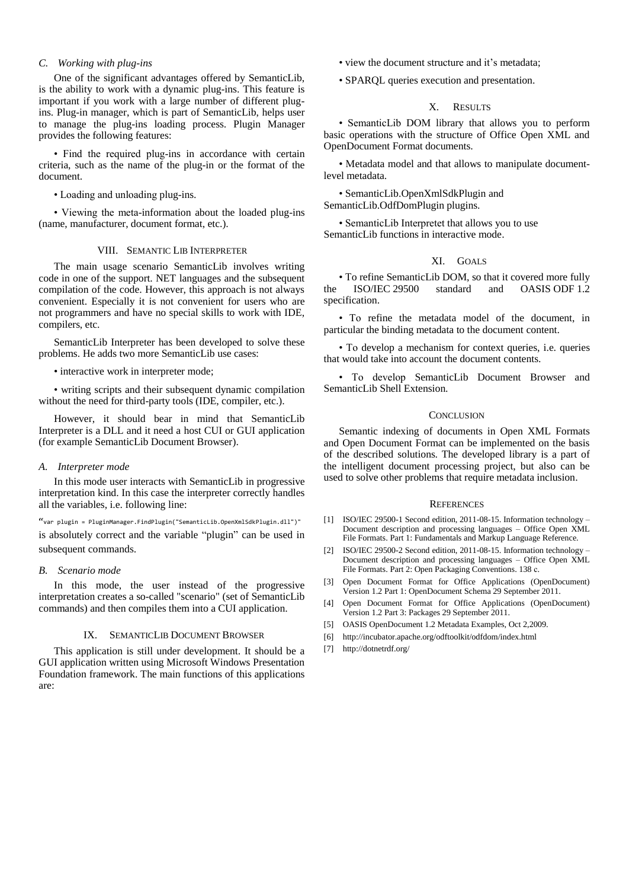### C. Working with plug-ins

One of the significant advantages offered by SemanticLib, is the ability to work with a dynamic plug-ins. This feature is important if you work with a large number of different plug-ins. Plug-in manager, which is part of SemanticLib, helps user to manage the plug-ins loading process. Plugin Manager provides the following features:

• Find the required plug-ins in accordance with certain criteria, such as the name of the plug-in or the format of the document.

• Loading and unloading plug-ins.

• Viewing the meta-information about the loaded plug-ins (name, manufacturer, document format, etc.).

## VIII. SEMANTIC LIB INTERPRETER

The main usage scenario SemanticLib involves writing code in one of the support. NET languages and the subsequent compilation of the code. However, this approach is not always convenient. Especially it is not convenient for users who are not programmers and have no special skills to work with IDE, compilers, etc.

SemanticLib Interpreter has been developed to solve these problems. He adds two more SemanticLib use cases:

• interactive work in interpreter mode;

• writing scripts and their subsequent dynamic compilation without the need for third-party tools (IDE, compiler, etc.).

However, it should bear in mind that SemanticLib Interpreter is a DLL and it need a host CUI or GUI application (for example SemanticLib Document Browser).

### A. Interpreter mode

In this mode user interacts with SemanticLib in progressive interpretation kind. In this case the interpreter correctly handles all the variables, i.e. following line:

“`var plugin = PluginManager.FindPlugin("SemanticLib.OpenXmlSdkPlugin.dll")`” is absolutely correct and the variable “plugin” can be used in subsequent commands.

### B. Scenario mode

In this mode, the user instead of the progressive interpretation creates a so-called "scenario" (set of SemanticLib commands) and then compiles them into a CUI application.

## IX. SEMANTICLIB DOCUMENT BROWSER

This application is still under development. It should be a GUI application written using Microsoft Windows Presentation Foundation framework. The main functions of this applications are:

• view the document structure and it’s metadata;

• SPARQL queries execution and presentation.

## X. RESULTS

• SemanticLib DOM library that allows you to perform basic operations with the structure of Office Open XML and OpenDocument Format documents.

• Metadata model and that allows to manipulate document-level metadata.

• SemanticLib.OpenXmlSdkPlugin and SemanticLib.OdfDomPlugin plugins.

• SemanticLib Interpretet that allows you to use SemanticLib functions in interactive mode.

## XI. GOALS

• To refine SemanticLib DOM, so that it covered more fully the ISO/IEC 29500 standard and OASIS ODF 1.2 specification.

• To refine the metadata model of the document, in particular the binding metadata to the document content.

• To develop a mechanism for context queries, i.e. queries that would take into account the document contents.

• To develop SemanticLib Document Browser and SemanticLib Shell Extension.

## CONCLUSION

Semantic indexing of documents in Open XML Formats and Open Document Format can be implemented on the basis of the described solutions. The developed library is a part of the intelligent document processing project, but also can be used to solve other problems that require metadata inclusion.

## REFERENCES

[1] ISO/IEC 29500-1 Second edition, 2011-08-15. Information technology – Document description and processing languages – Office Open XML File Formats. Part 1: Fundamentals and Markup Language Reference.

[2] ISO/IEC 29500-2 Second edition, 2011-08-15. Information technology – Document description and processing languages – Office Open XML File Formats. Part 2: Open Packaging Conventions. 138 c.

[3] Open Document Format for Office Applications (OpenDocument) Version 1.2 Part 1: OpenDocument Schema 29 September 2011.

[4] Open Document Format for Office Applications (OpenDocument) Version 1.2 Part 3: Packages 29 September 2011.

[5] OASIS OpenDocument 1.2 Metadata Examples, Oct 2,2009.

[6] http://incubator.apache.org/odftoolkit/odfdom/index.html

[7] http://dotnetrdf.org/